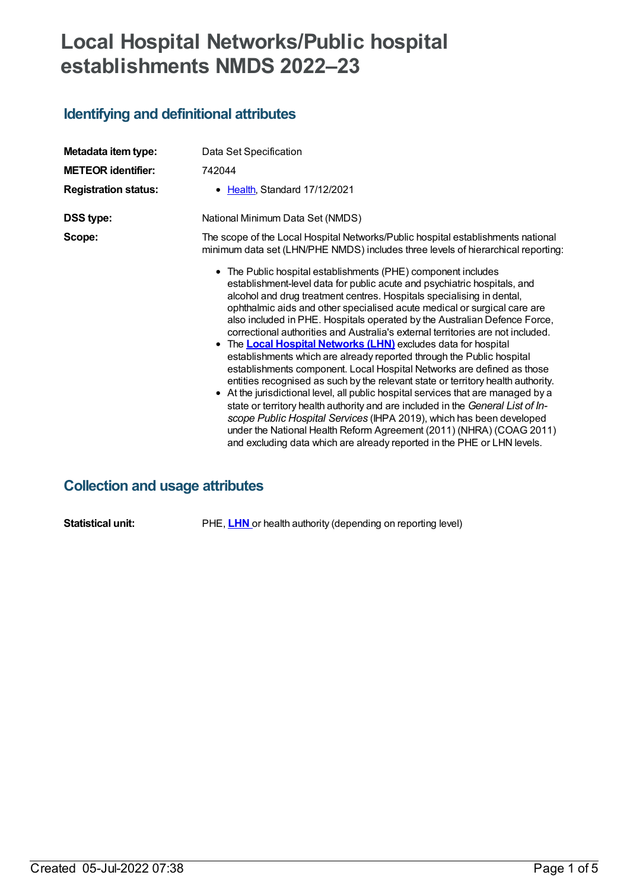# Local Hospital Networks/Public hospital establishments NMDS 2022–23

## Identifying and definitional attributes

| | |
|---|---|
| **Metadata item type:** | Data Set Specification |
| **METEOR identifier:** | 742044 |
| **Registration status:** | • Health, Standard 17/12/2021 |
| **DSS type:** | National Minimum Data Set (NMDS) |

**Scope:**

The scope of the Local Hospital Networks/Public hospital establishments national minimum data set (LHN/PHE NMDS) includes three levels of hierarchical reporting:

- The Public hospital establishments (PHE) component includes establishment-level data for public acute and psychiatric hospitals, and alcohol and drug treatment centres. Hospitals specialising in dental, ophthalmic aids and other specialised acute medical or surgical care are also included in PHE. Hospitals operated by the Australian Defence Force, correctional authorities and Australia's external territories are not included.
- The **Local Hospital Networks (LHN)** excludes data for hospital establishments which are already reported through the Public hospital establishments component. Local Hospital Networks are defined as those entities recognised as such by the relevant state or territory health authority.
- At the jurisdictional level, all public hospital services that are managed by a state or territory health authority and are included in the *General List of In-scope Public Hospital Services* (IHPA 2019), which has been developed under the National Health Reform Agreement (2011) (NHRA) (COAG 2011) and excluding data which are already reported in the PHE or LHN levels.

## Collection and usage attributes

**Statistical unit:** PHE, **LHN** or health authority (depending on reporting level)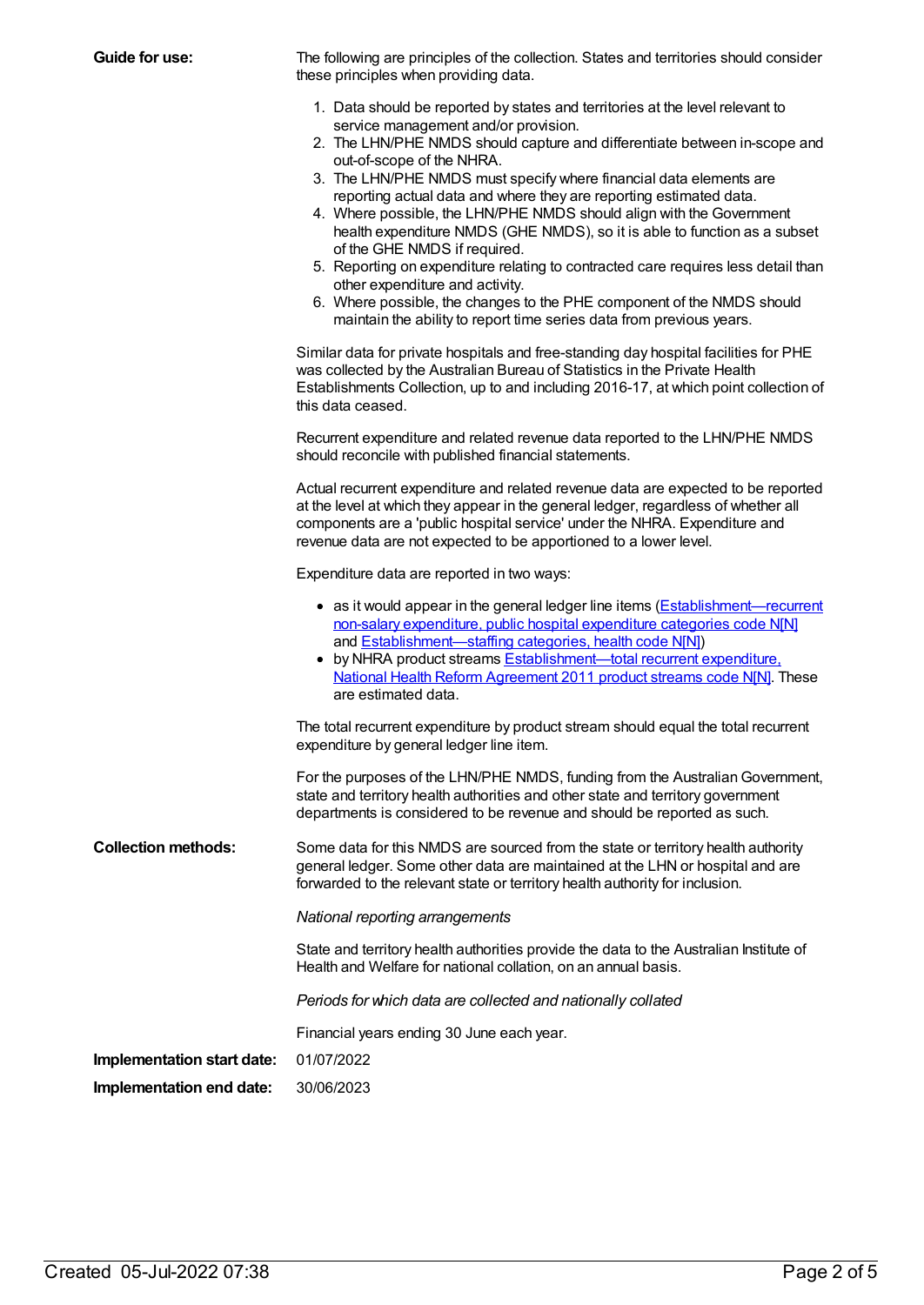**Guide for use:**

The following are principles of the collection. States and territories should consider these principles when providing data.

1. Data should be reported by states and territories at the level relevant to service management and/or provision.
2. The LHN/PHE NMDS should capture and differentiate between in-scope and out-of-scope of the NHRA.
3. The LHN/PHE NMDS must specify where financial data elements are reporting actual data and where they are reporting estimated data.
4. Where possible, the LHN/PHE NMDS should align with the Government health expenditure NMDS (GHE NMDS), so it is able to function as a subset of the GHE NMDS if required.
5. Reporting on expenditure relating to contracted care requires less detail than other expenditure and activity.
6. Where possible, the changes to the PHE component of the NMDS should maintain the ability to report time series data from previous years.

Similar data for private hospitals and free-standing day hospital facilities for PHE was collected by the Australian Bureau of Statistics in the Private Health Establishments Collection, up to and including 2016-17, at which point collection of this data ceased.

Recurrent expenditure and related revenue data reported to the LHN/PHE NMDS should reconcile with published financial statements.

Actual recurrent expenditure and related revenue data are expected to be reported at the level at which they appear in the general ledger, regardless of whether all components are a 'public hospital service' under the NHRA. Expenditure and revenue data are not expected to be apportioned to a lower level.

Expenditure data are reported in two ways:

- as it would appear in the general ledger line items (Establishment—recurrent non-salary expenditure, public hospital expenditure categories code N[N] and Establishment—staffing categories, health code N[N])
- by NHRA product streams Establishment—total recurrent expenditure, National Health Reform Agreement 2011 product streams code N[N]. These are estimated data.

The total recurrent expenditure by product stream should equal the total recurrent expenditure by general ledger line item.

For the purposes of the LHN/PHE NMDS, funding from the Australian Government, state and territory health authorities and other state and territory government departments is considered to be revenue and should be reported as such.

**Collection methods:**

Some data for this NMDS are sourced from the state or territory health authority general ledger. Some other data are maintained at the LHN or hospital and are forwarded to the relevant state or territory health authority for inclusion.

*National reporting arrangements*

State and territory health authorities provide the data to the Australian Institute of Health and Welfare for national collation, on an annual basis.

*Periods for which data are collected and nationally collated*

Financial years ending 30 June each year.

**Implementation start date:** 01/07/2022

**Implementation end date:** 30/06/2023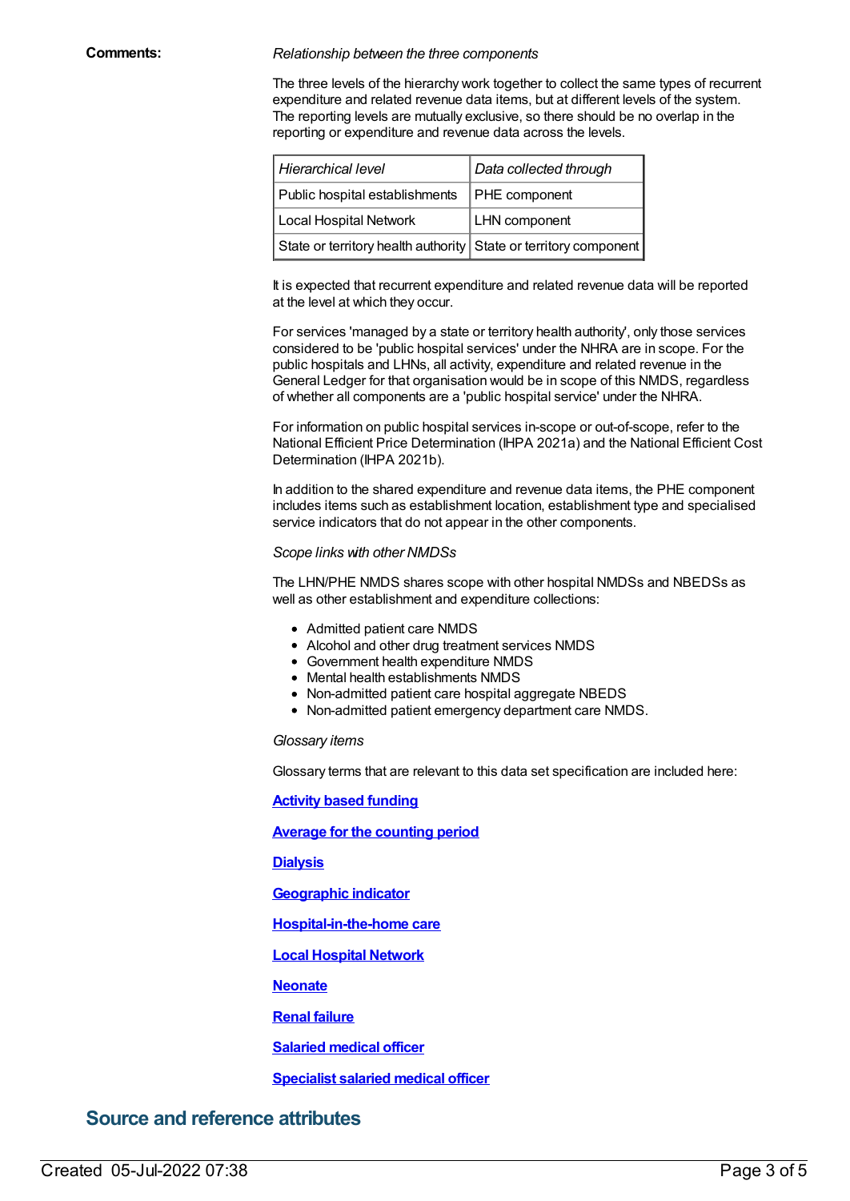**Comments:**

*Relationship between the three components*

The three levels of the hierarchy work together to collect the same types of recurrent expenditure and related revenue data items, but at different levels of the system. The reporting levels are mutually exclusive, so there should be no overlap in the reporting or expenditure and revenue data across the levels.

| *Hierarchical level* | *Data collected through* |
| --- | --- |
| Public hospital establishments | PHE component |
| Local Hospital Network | LHN component |
| State or territory health authority | State or territory component |

It is expected that recurrent expenditure and related revenue data will be reported at the level at which they occur.

For services 'managed by a state or territory health authority', only those services considered to be 'public hospital services' under the NHRA are in scope. For the public hospitals and LHNs, all activity, expenditure and related revenue in the General Ledger for that organisation would be in scope of this NMDS, regardless of whether all components are a 'public hospital service' under the NHRA.

For information on public hospital services in-scope or out-of-scope, refer to the National Efficient Price Determination (IHPA 2021a) and the National Efficient Cost Determination (IHPA 2021b).

In addition to the shared expenditure and revenue data items, the PHE component includes items such as establishment location, establishment type and specialised service indicators that do not appear in the other components.

*Scope links with other NMDSs*

The LHN/PHE NMDS shares scope with other hospital NMDSs and NBEDSs as well as other establishment and expenditure collections:

- Admitted patient care NMDS
- Alcohol and other drug treatment services NMDS
- Government health expenditure NMDS
- Mental health establishments NMDS
- Non-admitted patient care hospital aggregate NBEDS
- Non-admitted patient emergency department care NMDS.

*Glossary items*

Glossary terms that are relevant to this data set specification are included here:

**Activity based funding**

**Average for the counting period**

**Dialysis**

**Geographic indicator**

**Hospital-in-the-home care**

**Local Hospital Network**

**Neonate**

**Renal failure**

**Salaried medical officer**

**Specialist salaried medical officer**

## Source and reference attributes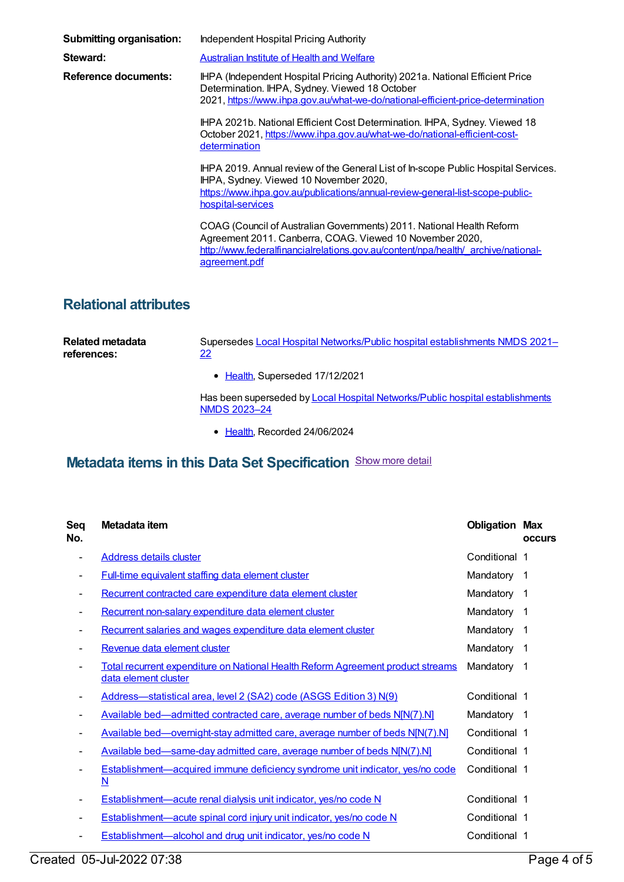| | |
|---|---|
| **Submitting organisation:** | Independent Hospital Pricing Authority |
| **Steward:** | [Australian Institute of Health and Welfare](#) |
| **Reference documents:** | IHPA (Independent Hospital Pricing Authority) 2021a. National Efficient Price Determination. IHPA, Sydney. Viewed 18 October 2021, https://www.ihpa.gov.au/what-we-do/national-efficient-price-determination<br><br>IHPA 2021b. National Efficient Cost Determination. IHPA, Sydney. Viewed 18 October 2021, https://www.ihpa.gov.au/what-we-do/national-efficient-cost-determination<br><br>IHPA 2019. Annual review of the General List of In-scope Public Hospital Services. IHPA, Sydney. Viewed 10 November 2020, https://www.ihpa.gov.au/publications/annual-review-general-list-scope-public-hospital-services<br><br>COAG (Council of Australian Governments) 2011. National Health Reform Agreement 2011. Canberra, COAG. Viewed 10 November 2020, http://www.federalfinancialrelations.gov.au/content/npa/health/_archive/national-agreement.pdf |

## Relational attributes

**Related metadata references:**

Supersedes Local Hospital Networks/Public hospital establishments NMDS 2021–22

- Health, Superseded 17/12/2021

Has been superseded by Local Hospital Networks/Public hospital establishments NMDS 2023–24

- Health, Recorded 24/06/2024

## Metadata items in this Data Set Specification

Show more detail

| Seq No. | Metadata item | Obligation | Max occurs |
|---|---|---|---|
| - | Address details cluster | Conditional | 1 |
| - | Full-time equivalent staffing data element cluster | Mandatory | 1 |
| - | Recurrent contracted care expenditure data element cluster | Mandatory | 1 |
| - | Recurrent non-salary expenditure data element cluster | Mandatory | 1 |
| - | Recurrent salaries and wages expenditure data element cluster | Mandatory | 1 |
| - | Revenue data element cluster | Mandatory | 1 |
| - | Total recurrent expenditure on National Health Reform Agreement product streams data element cluster | Mandatory | 1 |
| - | Address—statistical area, level 2 (SA2) code (ASGS Edition 3) N(9) | Conditional | 1 |
| - | Available bed—admitted contracted care, average number of beds N[N(7).N] | Mandatory | 1 |
| - | Available bed—overnight-stay admitted care, average number of beds N[N(7).N] | Conditional | 1 |
| - | Available bed—same-day admitted care, average number of beds N[N(7).N] | Conditional | 1 |
| - | Establishment—acquired immune deficiency syndrome unit indicator, yes/no code N | Conditional | 1 |
| - | Establishment—acute renal dialysis unit indicator, yes/no code N | Conditional | 1 |
| - | Establishment—acute spinal cord injury unit indicator, yes/no code N | Conditional | 1 |
| - | Establishment—alcohol and drug unit indicator, yes/no code N | Conditional | 1 |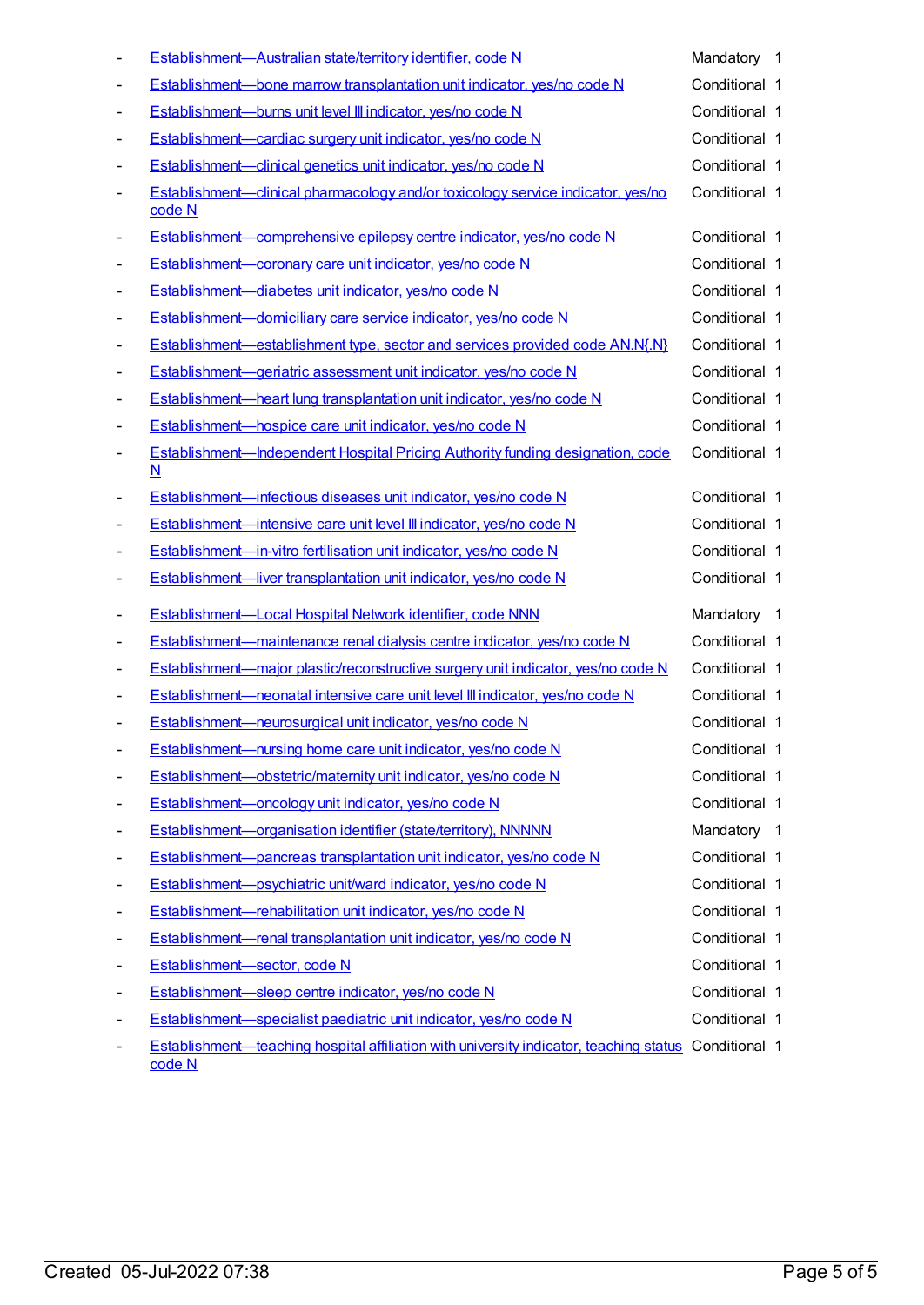- Establishment—Australian state/territory identifier, code N Mandatory 1
- Establishment—bone marrow transplantation unit indicator, yes/no code N Conditional 1
- Establishment—burns unit level III indicator, yes/no code N Conditional 1
- Establishment—cardiac surgery unit indicator, yes/no code N Conditional 1
- Establishment—clinical genetics unit indicator, yes/no code N Conditional 1
- Establishment—clinical pharmacology and/or toxicology service indicator, yes/no code N Conditional 1
- Establishment—comprehensive epilepsy centre indicator, yes/no code N Conditional 1
- Establishment—coronary care unit indicator, yes/no code N Conditional 1
- Establishment—diabetes unit indicator, yes/no code N Conditional 1
- Establishment—domiciliary care service indicator, yes/no code N Conditional 1
- Establishment—establishment type, sector and services provided code AN.N{.N} Conditional 1
- Establishment—geriatric assessment unit indicator, yes/no code N Conditional 1
- Establishment—heart lung transplantation unit indicator, yes/no code N Conditional 1
- Establishment—hospice care unit indicator, yes/no code N Conditional 1
- Establishment—Independent Hospital Pricing Authority funding designation, code N Conditional 1
- Establishment—infectious diseases unit indicator, yes/no code N Conditional 1
- Establishment—intensive care unit level III indicator, yes/no code N Conditional 1
- Establishment—in-vitro fertilisation unit indicator, yes/no code N Conditional 1
- Establishment—liver transplantation unit indicator, yes/no code N Conditional 1
- Establishment—Local Hospital Network identifier, code NNN Mandatory 1
- Establishment—maintenance renal dialysis centre indicator, yes/no code N Conditional 1
- Establishment—major plastic/reconstructive surgery unit indicator, yes/no code N Conditional 1
- Establishment—neonatal intensive care unit level III indicator, yes/no code N Conditional 1
- Establishment—neurosurgical unit indicator, yes/no code N Conditional 1
- Establishment—nursing home care unit indicator, yes/no code N Conditional 1
- Establishment—obstetric/maternity unit indicator, yes/no code N Conditional 1
- Establishment—oncology unit indicator, yes/no code N Conditional 1
- Establishment—organisation identifier (state/territory), NNNNN Mandatory 1
- Establishment—pancreas transplantation unit indicator, yes/no code N Conditional 1
- Establishment—psychiatric unit/ward indicator, yes/no code N Conditional 1
- Establishment—rehabilitation unit indicator, yes/no code N Conditional 1
- Establishment—renal transplantation unit indicator, yes/no code N Conditional 1
- Establishment—sector, code N Conditional 1
- Establishment—sleep centre indicator, yes/no code N Conditional 1
- Establishment—specialist paediatric unit indicator, yes/no code N Conditional 1
- Establishment—teaching hospital affiliation with university indicator, teaching status code N Conditional 1

Created 05-Jul-2022 07:38